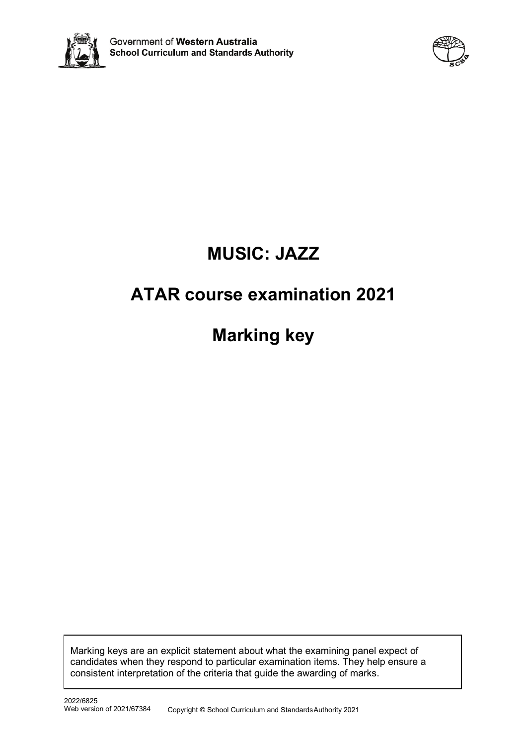Government of **Western Australia**
**School Curriculum and Standards Authority**

# MUSIC: JAZZ

# ATAR course examination 2021

# Marking key

Marking keys are an explicit statement about what the examining panel expect of candidates when they respond to particular examination items. They help ensure a consistent interpretation of the criteria that guide the awarding of marks.

2022/6825
Web version of 2021/67384

Copyright © School Curriculum and Standards Authority 2021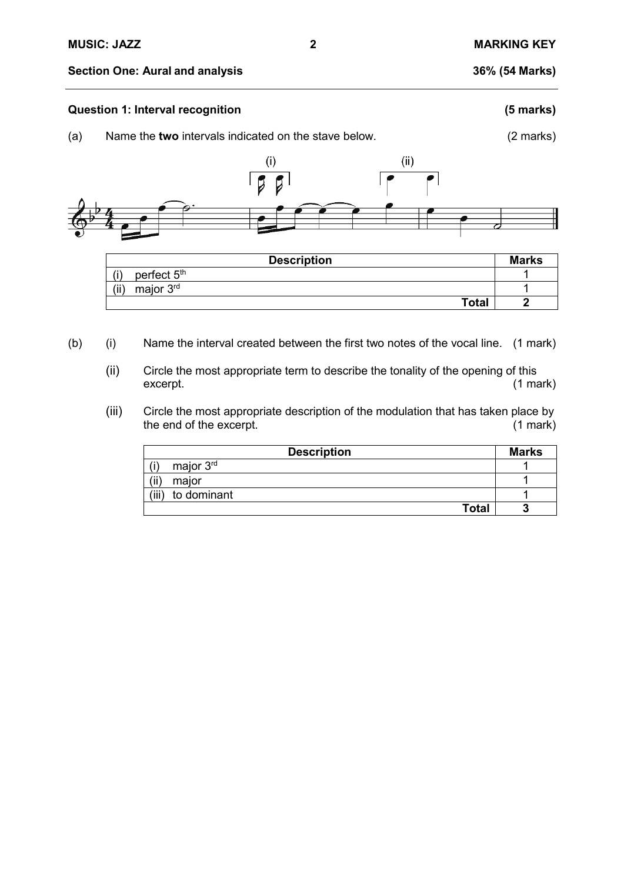## Section One: Aural and analysis — 36% (54 Marks)

### Question 1: Interval recognition (5 marks)

(a) Name the **two** intervals indicated on the stave below. (2 marks)

| Description | Marks |
|---|---|
| (i) perfect 5th | 1 |
| (ii) major 3rd | 1 |
| **Total** | **2** |

(b) (i) Name the interval created between the first two notes of the vocal line. (1 mark)

(ii) Circle the most appropriate term to describe the tonality of the opening of this excerpt. (1 mark)

(iii) Circle the most appropriate description of the modulation that has taken place by the end of the excerpt. (1 mark)

| Description | Marks |
|---|---|
| (i) major 3rd | 1 |
| (ii) major | 1 |
| (iii) to dominant | 1 |
| **Total** | **3** |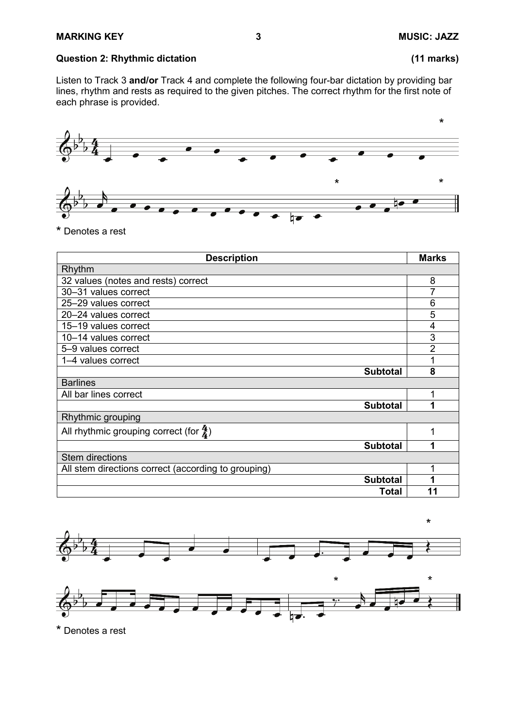## Question 2: Rhythmic dictation (11 marks)

Listen to Track 3 **and/or** Track 4 and complete the following four-bar dictation by providing bar lines, rhythm and rests as required to the given pitches. The correct rhythm for the first note of each phrase is provided.

\* Denotes a rest

| Description | Marks |
|---|---|
| **Rhythm** | |
| 32 values (notes and rests) correct | 8 |
| 30–31 values correct | 7 |
| 25–29 values correct | 6 |
| 20–24 values correct | 5 |
| 15–19 values correct | 4 |
| 10–14 values correct | 3 |
| 5–9 values correct | 2 |
| 1–4 values correct | 1 |
| **Subtotal** | **8** |
| **Barlines** | |
| All bar lines correct | 1 |
| **Subtotal** | **1** |
| **Rhythmic grouping** | |
| All rhythmic grouping correct (for $\frac{4}{4}$) | 1 |
| **Subtotal** | **1** |
| **Stem directions** | |
| All stem directions correct (according to grouping) | 1 |
| **Subtotal** | **1** |
| **Total** | **11** |

\* Denotes a rest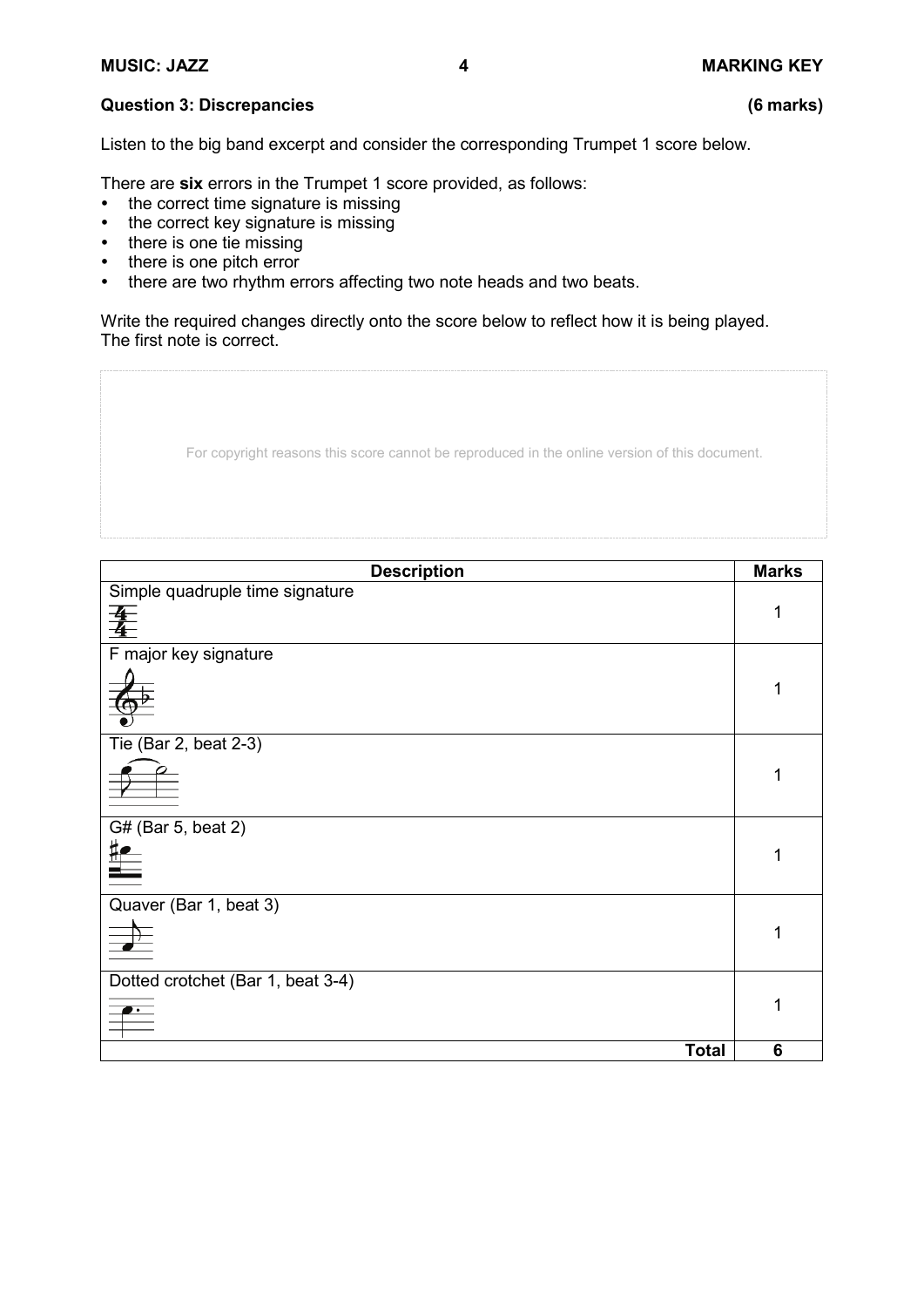### Question 3: Discrepancies (6 marks)

Listen to the big band excerpt and consider the corresponding Trumpet 1 score below.

There are **six** errors in the Trumpet 1 score provided, as follows:

- the correct time signature is missing
- the correct key signature is missing
- there is one tie missing
- there is one pitch error
- there are two rhythm errors affecting two note heads and two beats.

Write the required changes directly onto the score below to reflect how it is being played.
The first note is correct.

For copyright reasons this score cannot be reproduced in the online version of this document.

| Description | Marks |
|---|---|
| Simple quadruple time signature | 1 |
| F major key signature | 1 |
| Tie (Bar 2, beat 2-3) | 1 |
| G# (Bar 5, beat 2) | 1 |
| Quaver (Bar 1, beat 3) | 1 |
| Dotted crotchet (Bar 1, beat 3-4) | 1 |
| **Total** | **6** |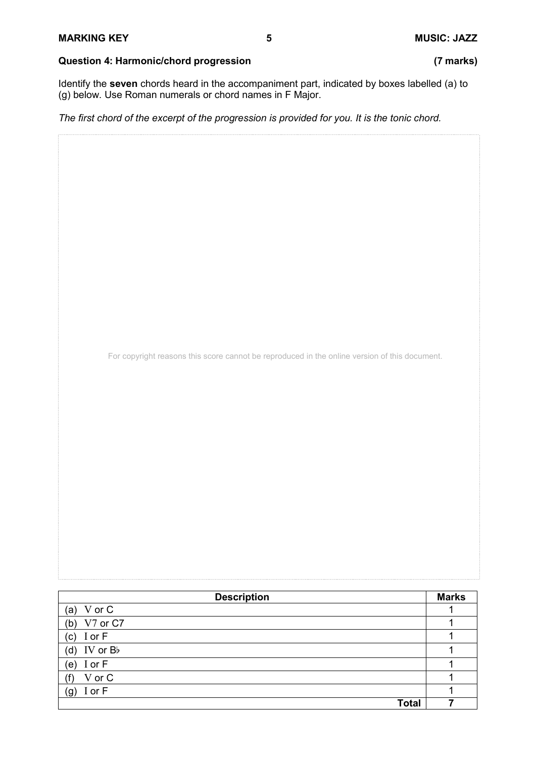## Question 4: Harmonic/chord progression (7 marks)

Identify the **seven** chords heard in the accompaniment part, indicated by boxes labelled (a) to (g) below. Use Roman numerals or chord names in F Major.

*The first chord of the excerpt of the progression is provided for you. It is the tonic chord.*

For copyright reasons this score cannot be reproduced in the online version of this document.

| Description | Marks |
|---|---|
| (a) V or C | 1 |
| (b) V7 or C7 | 1 |
| (c) I or F | 1 |
| (d) IV or B♭ | 1 |
| (e) I or F | 1 |
| (f) V or C | 1 |
| (g) I or F | 1 |
| **Total** | **7** |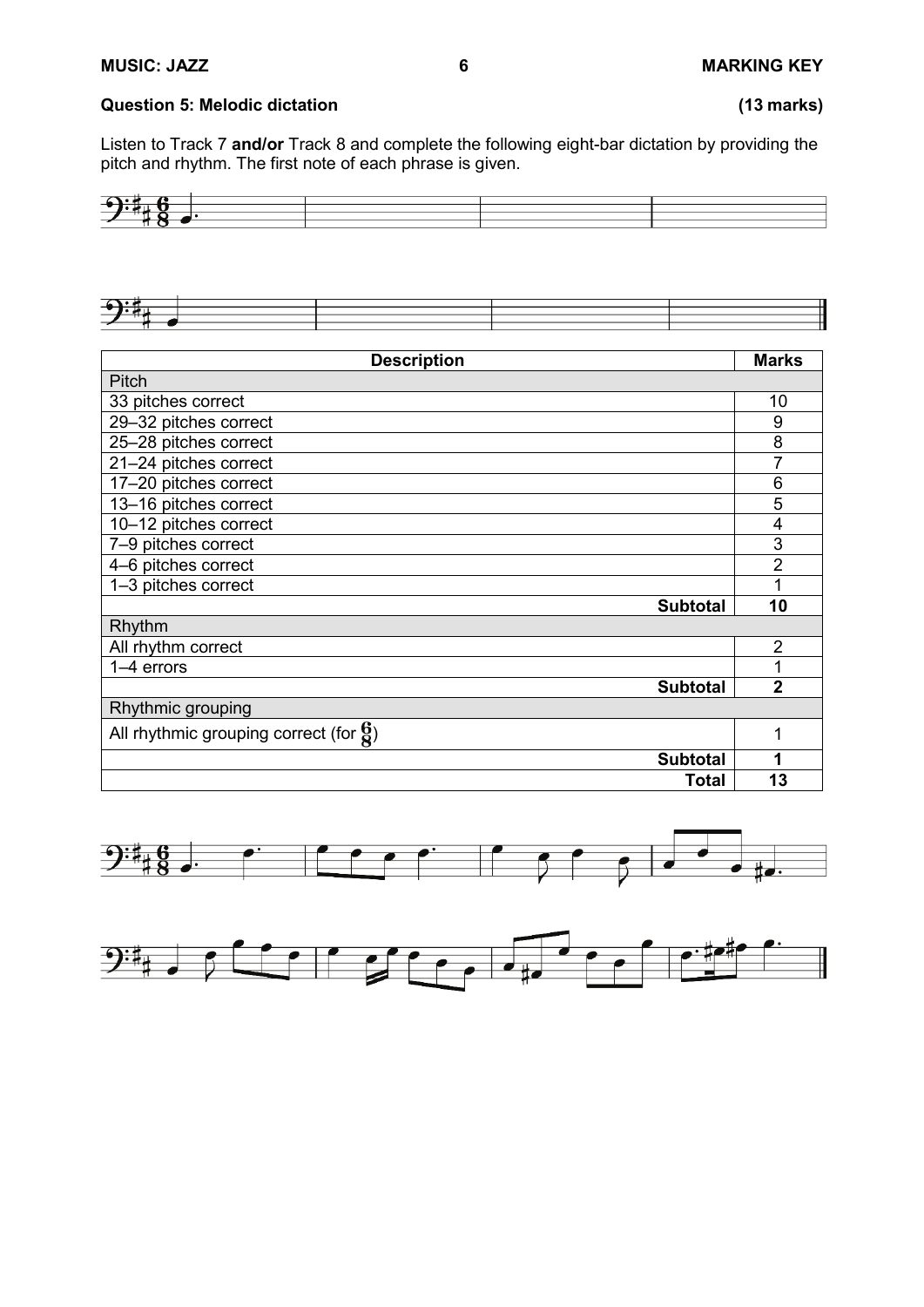**Question 5: Melodic dictation** **(13 marks)**

Listen to Track 7 **and/or** Track 8 and complete the following eight-bar dictation by providing the pitch and rhythm. The first note of each phrase is given.

| Description | Marks |
|---|---|
| Pitch | |
| 33 pitches correct | 10 |
| 29–32 pitches correct | 9 |
| 25–28 pitches correct | 8 |
| 21–24 pitches correct | 7 |
| 17–20 pitches correct | 6 |
| 13–16 pitches correct | 5 |
| 10–12 pitches correct | 4 |
| 7–9 pitches correct | 3 |
| 4–6 pitches correct | 2 |
| 1–3 pitches correct | 1 |
| **Subtotal** | **10** |
| Rhythm | |
| All rhythm correct | 2 |
| 1–4 errors | 1 |
| **Subtotal** | **2** |
| Rhythmic grouping | |
| All rhythmic grouping correct (for $\frac{6}{8}$) | 1 |
| **Subtotal** | **1** |
| **Total** | **13** |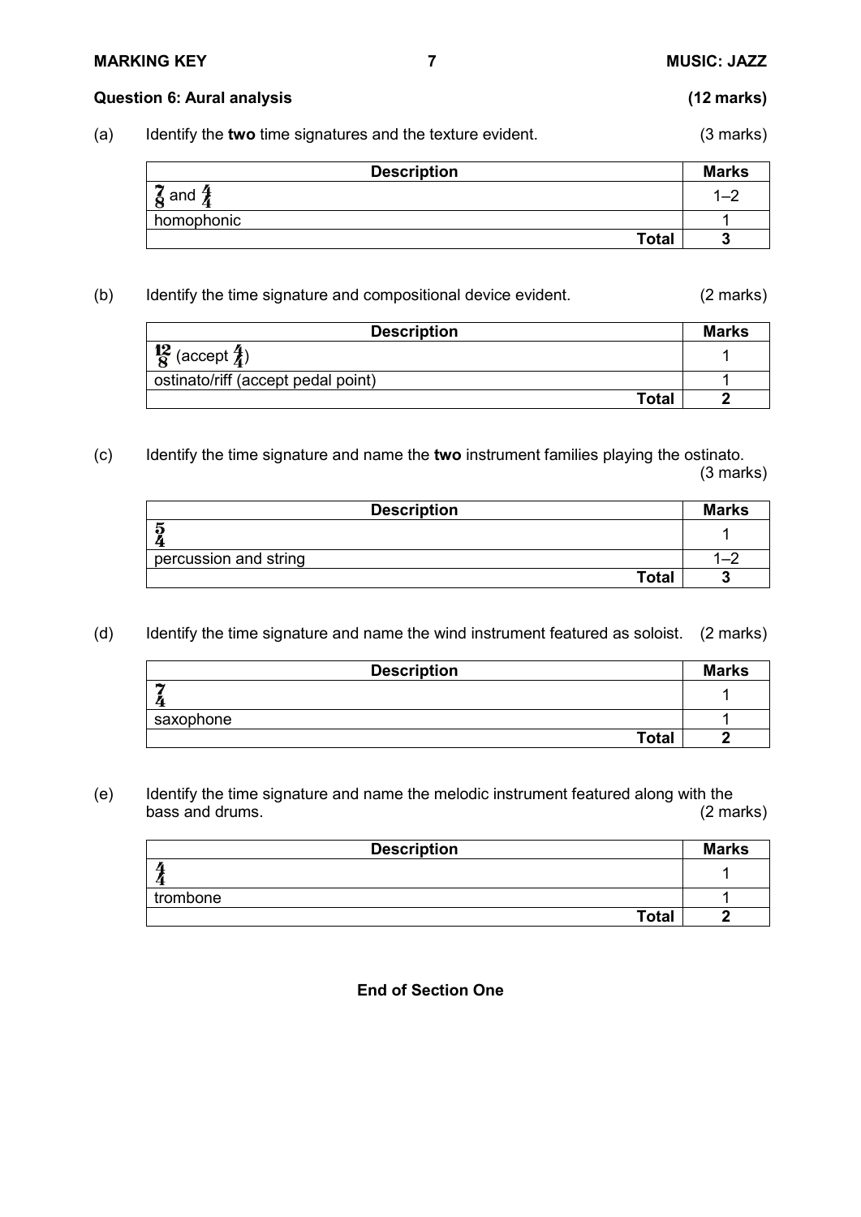## Question 6: Aural analysis (12 marks)

(a) Identify the **two** time signatures and the texture evident. (3 marks)

| Description | Marks |
|---|---|
| $\frac{7}{8}$ and $\frac{4}{4}$ | 1–2 |
| homophonic | 1 |
| **Total** | **3** |

(b) Identify the time signature and compositional device evident. (2 marks)

| Description | Marks |
|---|---|
| $\frac{12}{8}$ (accept $\frac{4}{4}$) | 1 |
| ostinato/riff (accept pedal point) | 1 |
| **Total** | **2** |

(c) Identify the time signature and name the **two** instrument families playing the ostinato. (3 marks)

| Description | Marks |
|---|---|
| $\frac{5}{4}$ | 1 |
| percussion and string | 1–2 |
| **Total** | **3** |

(d) Identify the time signature and name the wind instrument featured as soloist. (2 marks)

| Description | Marks |
|---|---|
| $\frac{7}{4}$ | 1 |
| saxophone | 1 |
| **Total** | **2** |

(e) Identify the time signature and name the melodic instrument featured along with the bass and drums. (2 marks)

| Description | Marks |
|---|---|
| $\frac{4}{4}$ | 1 |
| trombone | 1 |
| **Total** | **2** |

**End of Section One**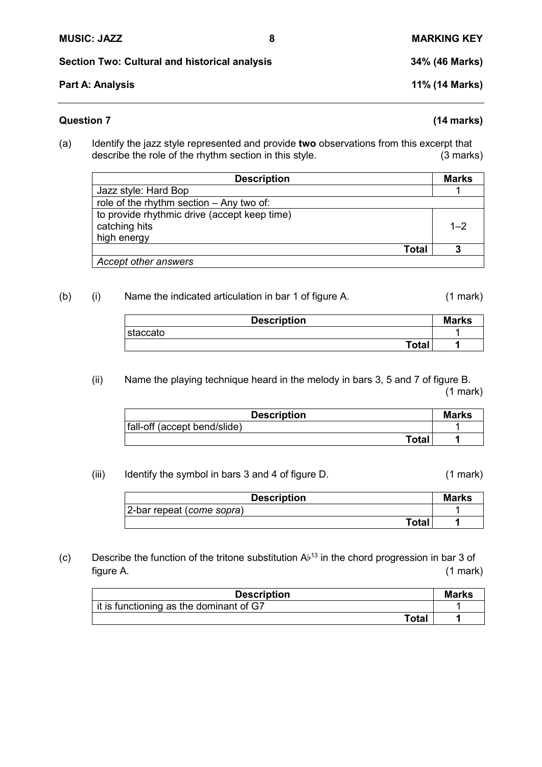## Section Two: Cultural and historical analysis — 34% (46 Marks)

### Part A: Analysis — 11% (14 Marks)

**Question 7** **(14 marks)**

(a) Identify the jazz style represented and provide **two** observations from this excerpt that describe the role of the rhythm section in this style. (3 marks)

| Description | Marks |
|---|---|
| Jazz style: Hard Bop | 1 |
| role of the rhythm section – Any two of: | |
| to provide rhythmic drive (accept keep time)<br>catching hits<br>high energy | 1–2 |
| **Total** | **3** |
| *Accept other answers* | |

(b) (i) Name the indicated articulation in bar 1 of figure A. (1 mark)

| Description | Marks |
|---|---|
| staccato | 1 |
| **Total** | **1** |

(ii) Name the playing technique heard in the melody in bars 3, 5 and 7 of figure B. (1 mark)

| Description | Marks |
|---|---|
| fall-off (accept bend/slide) | 1 |
| **Total** | **1** |

(iii) Identify the symbol in bars 3 and 4 of figure D. (1 mark)

| Description | Marks |
|---|---|
| 2-bar repeat (*come sopra*) | 1 |
| **Total** | **1** |

(c) Describe the function of the tritone substitution $A\flat^{13}$ in the chord progression in bar 3 of figure A. (1 mark)

| Description | Marks |
|---|---|
| it is functioning as the dominant of G7 | 1 |
| **Total** | **1** |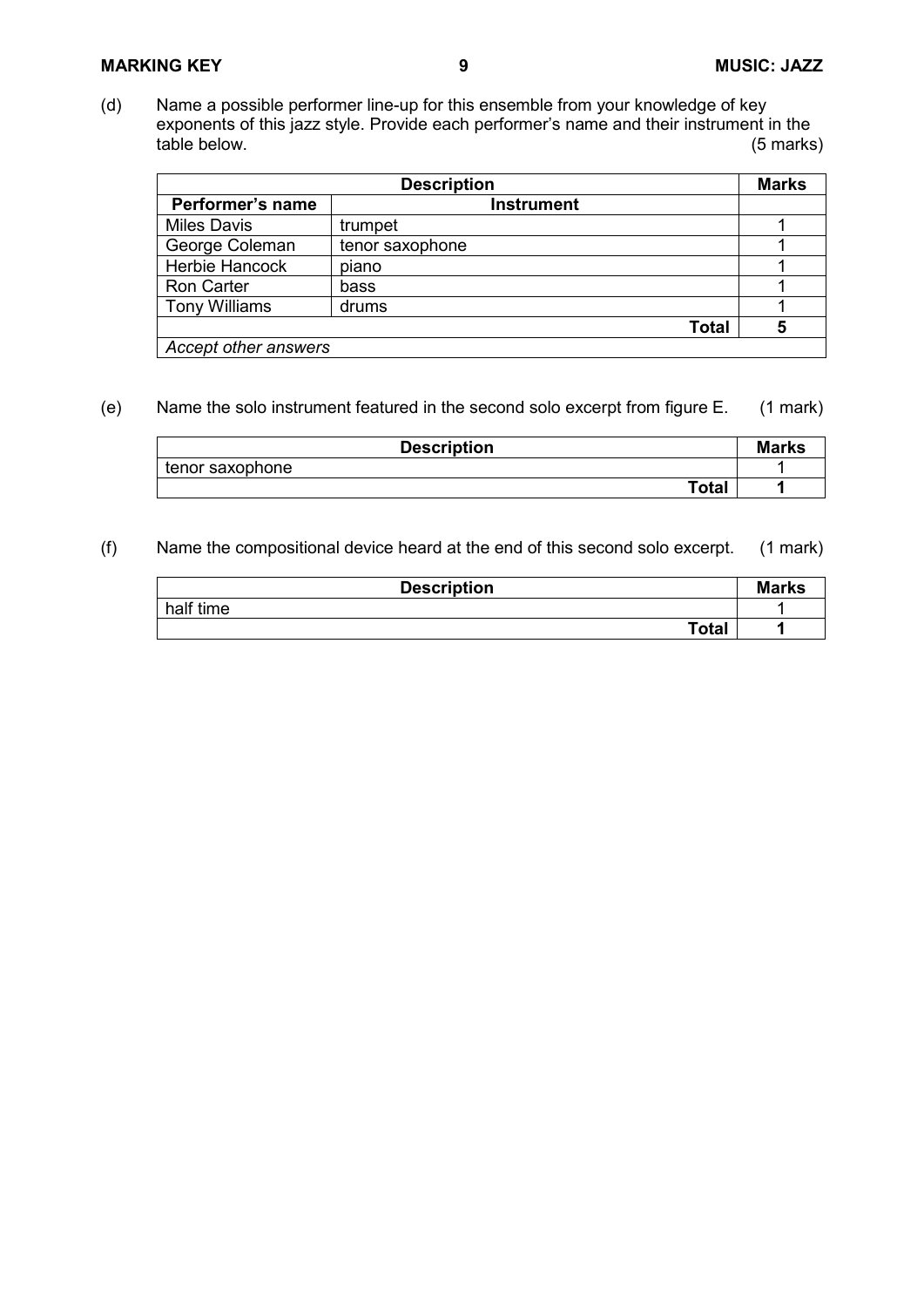(d) Name a possible performer line-up for this ensemble from your knowledge of key exponents of this jazz style. Provide each performer's name and their instrument in the table below. (5 marks)

| Description | | Marks |
|---|---|---|
| **Performer's name** | **Instrument** | |
| Miles Davis | trumpet | 1 |
| George Coleman | tenor saxophone | 1 |
| Herbie Hancock | piano | 1 |
| Ron Carter | bass | 1 |
| Tony Williams | drums | 1 |
| | **Total** | **5** |
| *Accept other answers* | | |

(e) Name the solo instrument featured in the second solo excerpt from figure E. (1 mark)

| Description | Marks |
|---|---|
| tenor saxophone | 1 |
| **Total** | **1** |

(f) Name the compositional device heard at the end of this second solo excerpt. (1 mark)

| Description | Marks |
|---|---|
| half time | 1 |
| **Total** | **1** |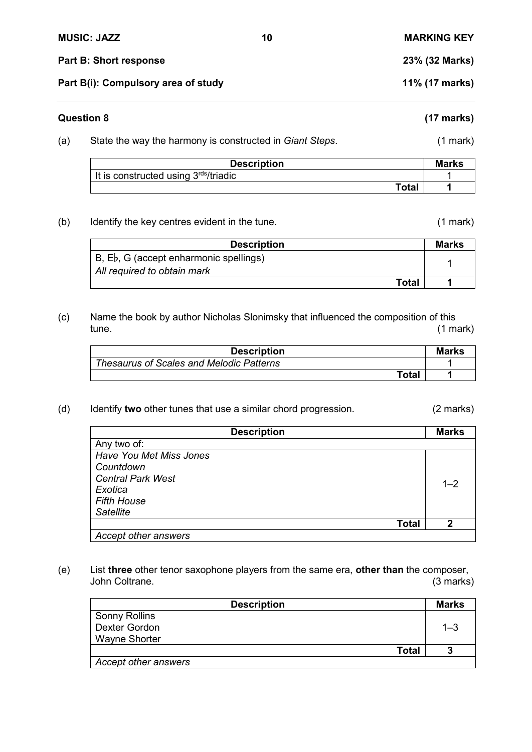**Part B: Short response** **23% (32 Marks)**

**Part B(i): Compulsory area of study** **11% (17 marks)**

---

**Question 8** **(17 marks)**

(a) State the way the harmony is constructed in *Giant Steps*. (1 mark)

| Description | Marks |
|---|---|
| It is constructed using 3rds/triadic | 1 |
| **Total** | **1** |

(b) Identify the key centres evident in the tune. (1 mark)

| Description | Marks |
|---|---|
| B, E♭, G (accept enharmonic spellings)<br>*All required to obtain mark* | 1 |
| **Total** | **1** |

(c) Name the book by author Nicholas Slonimsky that influenced the composition of this tune. (1 mark)

| Description | Marks |
|---|---|
| *Thesaurus of Scales and Melodic Patterns* | 1 |
| **Total** | **1** |

(d) Identify **two** other tunes that use a similar chord progression. (2 marks)

| Description | Marks |
|---|---|
| Any two of: | |
| *Have You Met Miss Jones*<br>*Countdown*<br>*Central Park West*<br>*Exotica*<br>*Fifth House*<br>*Satellite* | 1–2 |
| **Total** | **2** |
| *Accept other answers* | |

(e) List **three** other tenor saxophone players from the same era, **other than** the composer, John Coltrane. (3 marks)

| Description | Marks |
|---|---|
| Sonny Rollins<br>Dexter Gordon<br>Wayne Shorter | 1–3 |
| **Total** | **3** |
| *Accept other answers* | |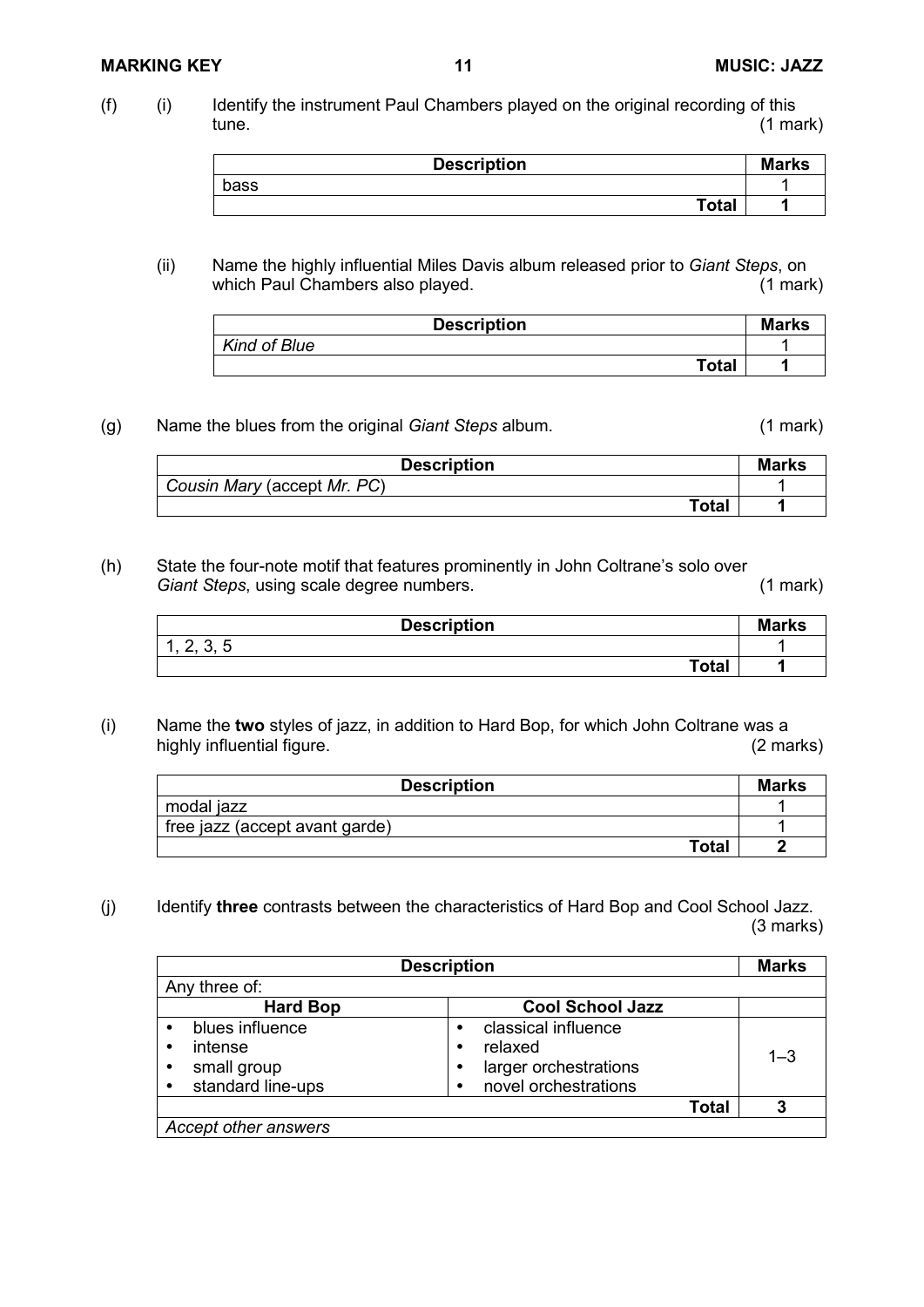(f) (i) Identify the instrument Paul Chambers played on the original recording of this tune. (1 mark)

| Description | Marks |
|---|---|
| bass | 1 |
| **Total** | **1** |

(ii) Name the highly influential Miles Davis album released prior to *Giant Steps*, on which Paul Chambers also played. (1 mark)

| Description | Marks |
|---|---|
| *Kind of Blue* | 1 |
| **Total** | **1** |

(g) Name the blues from the original *Giant Steps* album. (1 mark)

| Description | Marks |
|---|---|
| *Cousin Mary* (accept *Mr. PC*) | 1 |
| **Total** | **1** |

(h) State the four-note motif that features prominently in John Coltrane's solo over *Giant Steps*, using scale degree numbers. (1 mark)

| Description | Marks |
|---|---|
| 1, 2, 3, 5 | 1 |
| **Total** | **1** |

(i) Name the **two** styles of jazz, in addition to Hard Bop, for which John Coltrane was a highly influential figure. (2 marks)

| Description | Marks |
|---|---|
| modal jazz | 1 |
| free jazz (accept avant garde) | 1 |
| **Total** | **2** |

(j) Identify **three** contrasts between the characteristics of Hard Bop and Cool School Jazz. (3 marks)

| Description | | Marks |
|---|---|---|
| Any three of: | | |
| **Hard Bop** | **Cool School Jazz** | |
| • blues influence<br>• intense<br>• small group<br>• standard line-ups | • classical influence<br>• relaxed<br>• larger orchestrations<br>• novel orchestrations | 1–3 |
| | **Total** | **3** |
| *Accept other answers* | | |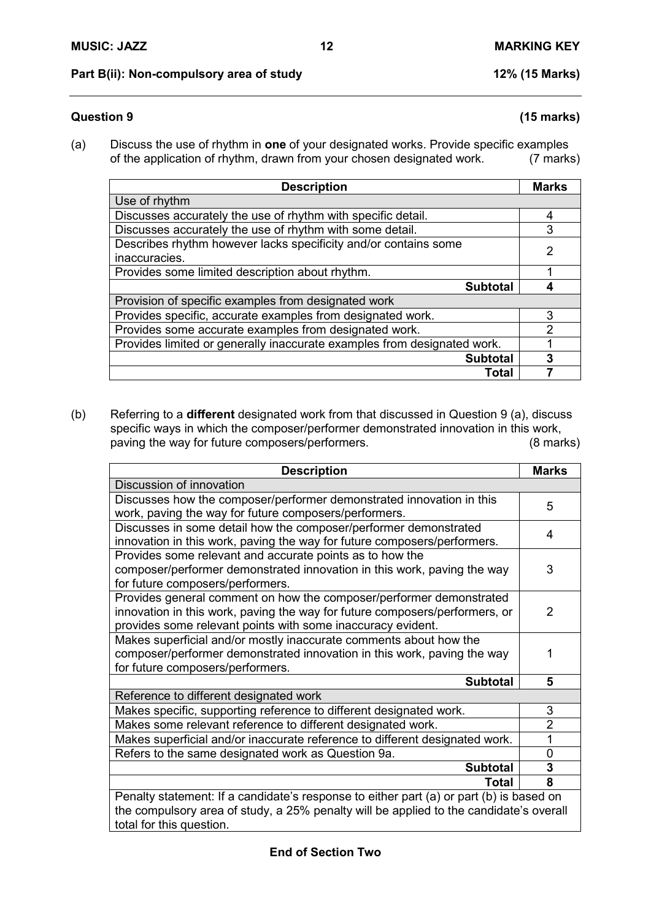## Part B(ii): Non-compulsory area of study — 12% (15 Marks)

### Question 9 (15 marks)

(a) Discuss the use of rhythm in **one** of your designated works. Provide specific examples of the application of rhythm, drawn from your chosen designated work. (7 marks)

| Description | Marks |
|---|---|
| Use of rhythm | |
| Discusses accurately the use of rhythm with specific detail. | 4 |
| Discusses accurately the use of rhythm with some detail. | 3 |
| Describes rhythm however lacks specificity and/or contains some inaccuracies. | 2 |
| Provides some limited description about rhythm. | 1 |
| **Subtotal** | **4** |
| Provision of specific examples from designated work | |
| Provides specific, accurate examples from designated work. | 3 |
| Provides some accurate examples from designated work. | 2 |
| Provides limited or generally inaccurate examples from designated work. | 1 |
| **Subtotal** | **3** |
| **Total** | **7** |

(b) Referring to a **different** designated work from that discussed in Question 9 (a), discuss specific ways in which the composer/performer demonstrated innovation in this work, paving the way for future composers/performers. (8 marks)

| Description | Marks |
|---|---|
| Discussion of innovation | |
| Discusses how the composer/performer demonstrated innovation in this work, paving the way for future composers/performers. | 5 |
| Discusses in some detail how the composer/performer demonstrated innovation in this work, paving the way for future composers/performers. | 4 |
| Provides some relevant and accurate points as to how the composer/performer demonstrated innovation in this work, paving the way for future composers/performers. | 3 |
| Provides general comment on how the composer/performer demonstrated innovation in this work, paving the way for future composers/performers, or provides some relevant points with some inaccuracy evident. | 2 |
| Makes superficial and/or mostly inaccurate comments about how the composer/performer demonstrated innovation in this work, paving the way for future composers/performers. | 1 |
| **Subtotal** | **5** |
| Reference to different designated work | |
| Makes specific, supporting reference to different designated work. | 3 |
| Makes some relevant reference to different designated work. | 2 |
| Makes superficial and/or inaccurate reference to different designated work. | 1 |
| Refers to the same designated work as Question 9a. | 0 |
| **Subtotal** | **3** |
| **Total** | **8** |
| Penalty statement: If a candidate's response to either part (a) or part (b) is based on the compulsory area of study, a 25% penalty will be applied to the candidate's overall total for this question. | |

**End of Section Two**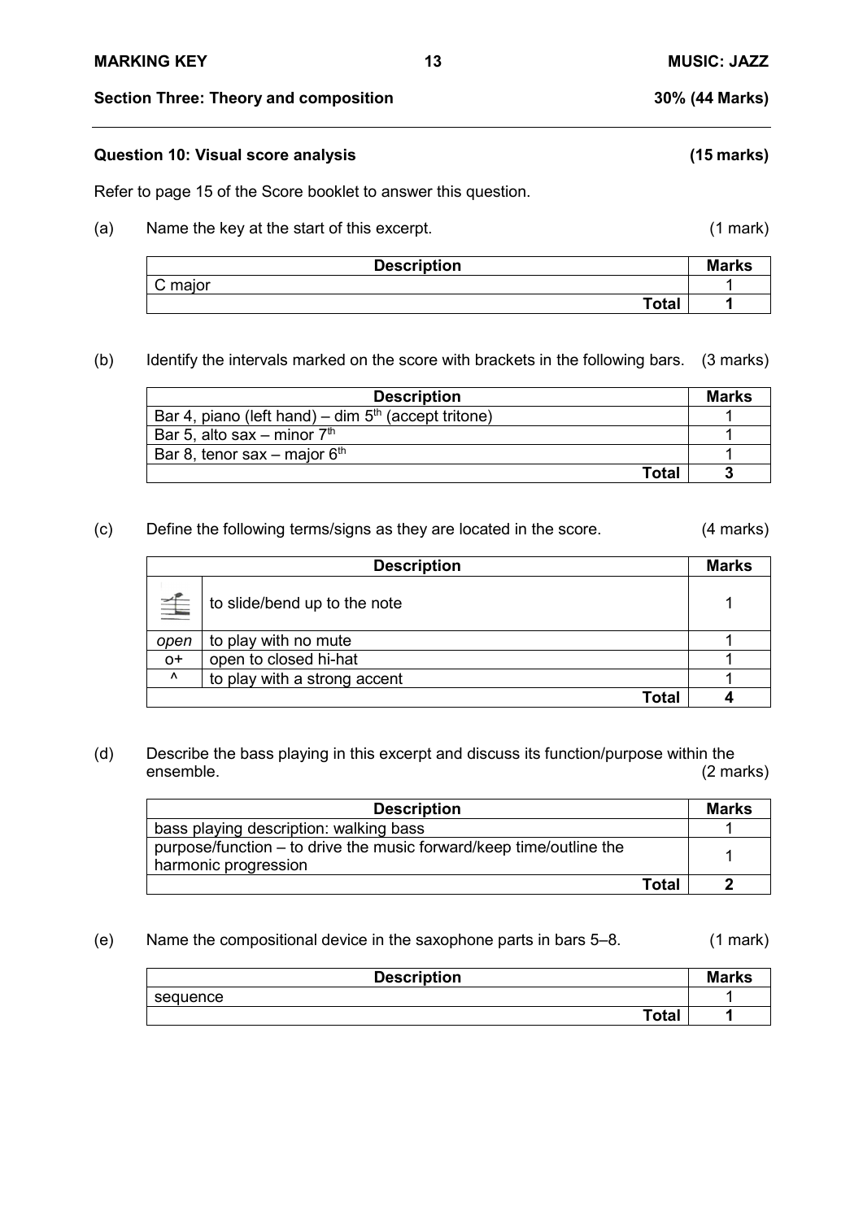## Section Three: Theory and composition — 30% (44 Marks)

### Question 10: Visual score analysis (15 marks)

Refer to page 15 of the Score booklet to answer this question.

(a) Name the key at the start of this excerpt. (1 mark)

| Description | Marks |
|---|---|
| C major | 1 |
| **Total** | **1** |

(b) Identify the intervals marked on the score with brackets in the following bars. (3 marks)

| Description | Marks |
|---|---|
| Bar 4, piano (left hand) – dim 5th (accept tritone) | 1 |
| Bar 5, alto sax – minor 7th | 1 |
| Bar 8, tenor sax – major 6th | 1 |
| **Total** | **3** |

(c) Define the following terms/signs as they are located in the score. (4 marks)

| Description | | Marks |
|---|---|---|
| (scoop sign) | to slide/bend up to the note | 1 |
| *open* | to play with no mute | 1 |
| o+ | open to closed hi-hat | 1 |
| ^ | to play with a strong accent | 1 |
| | **Total** | **4** |

(d) Describe the bass playing in this excerpt and discuss its function/purpose within the ensemble. (2 marks)

| Description | Marks |
|---|---|
| bass playing description: walking bass | 1 |
| purpose/function – to drive the music forward/keep time/outline the harmonic progression | 1 |
| **Total** | **2** |

(e) Name the compositional device in the saxophone parts in bars 5–8. (1 mark)

| Description | Marks |
|---|---|
| sequence | 1 |
| **Total** | **1** |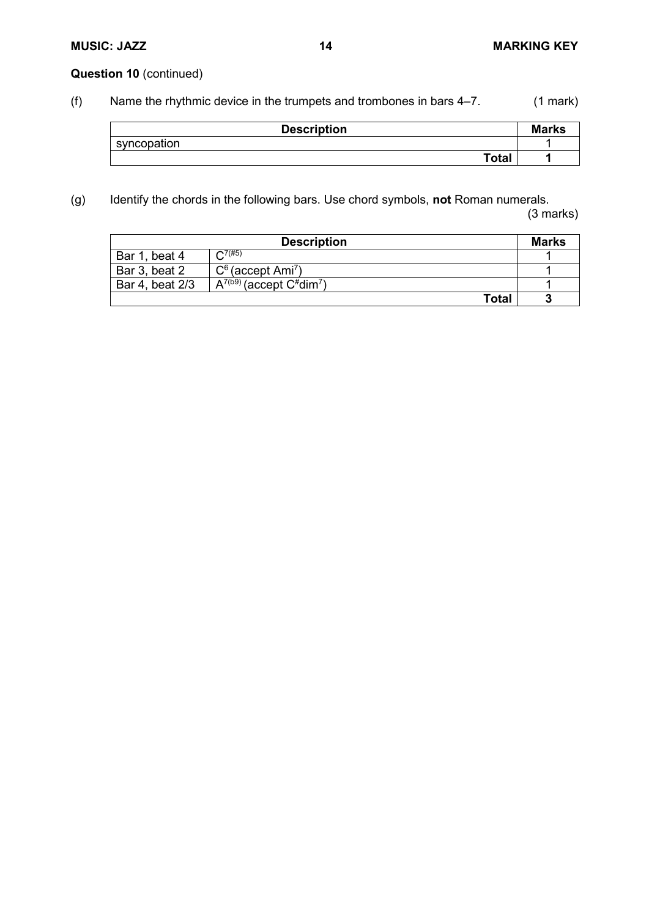**Question 10** (continued)

(f) Name the rhythmic device in the trumpets and trombones in bars 4–7. (1 mark)

| Description | Marks |
|---|---|
| syncopation | 1 |
| **Total** | **1** |

(g) Identify the chords in the following bars. Use chord symbols, **not** Roman numerals. (3 marks)

| Description | | Marks |
|---|---|---|
| Bar 1, beat 4 | $C^{7(\#5)}$ | 1 |
| Bar 3, beat 2 | $C^{6}$ (accept $Ami^{7}$) | 1 |
| Bar 4, beat 2/3 | $A^{7(b9)}$ (accept $C^{\#}dim^{7}$) | 1 |
| | **Total** | **3** |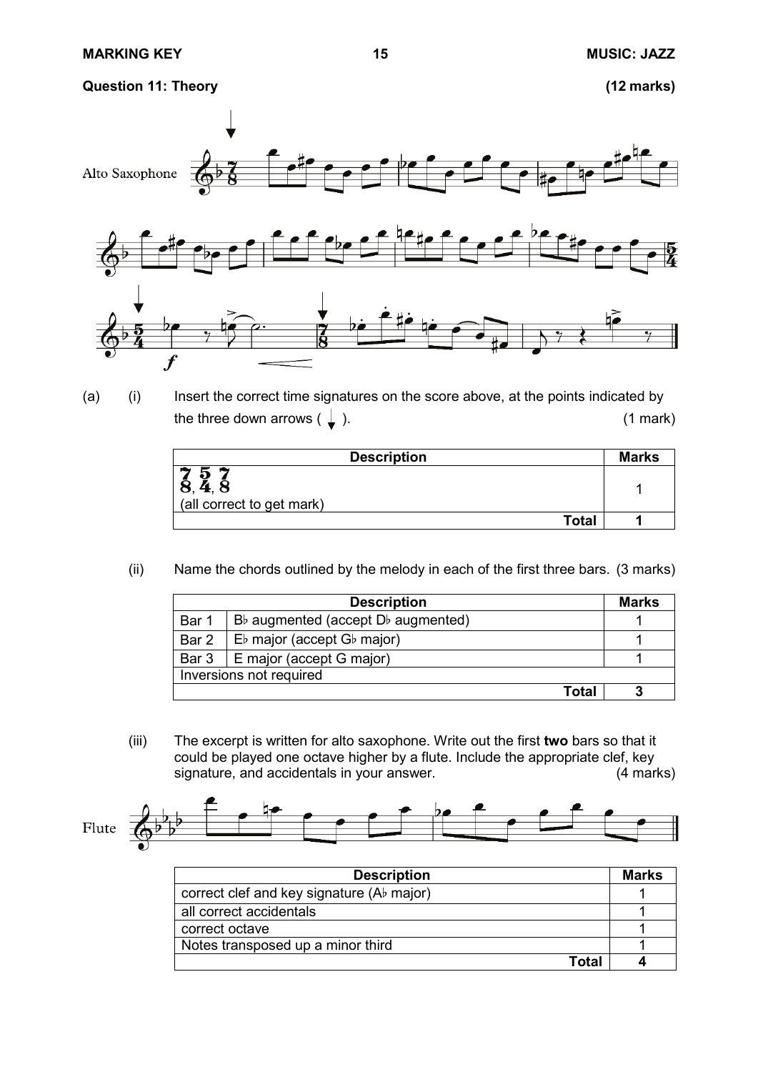**Question 11: Theory** **(12 marks)**

(a) (i) Insert the correct time signatures on the score above, at the points indicated by the three down arrows ( ↓ ). (1 mark)

| Description | Marks |
|---|---|
| 7/8, 5/4, 7/8 (all correct to get mark) | 1 |
| **Total** | **1** |

(ii) Name the chords outlined by the melody in each of the first three bars. (3 marks)

| Description | | Marks |
|---|---|---|
| Bar 1 | B♭ augmented (accept D♭ augmented) | 1 |
| Bar 2 | E♭ major (accept G♭ major) | 1 |
| Bar 3 | E major (accept G major) | 1 |
| Inversions not required | | |
| **Total** | | **3** |

(iii) The excerpt is written for alto saxophone. Write out the first **two** bars so that it could be played one octave higher by a flute. Include the appropriate clef, key signature, and accidentals in your answer. (4 marks)

| Description | Marks |
|---|---|
| correct clef and key signature (A♭ major) | 1 |
| all correct accidentals | 1 |
| correct octave | 1 |
| Notes transposed up a minor third | 1 |
| **Total** | **4** |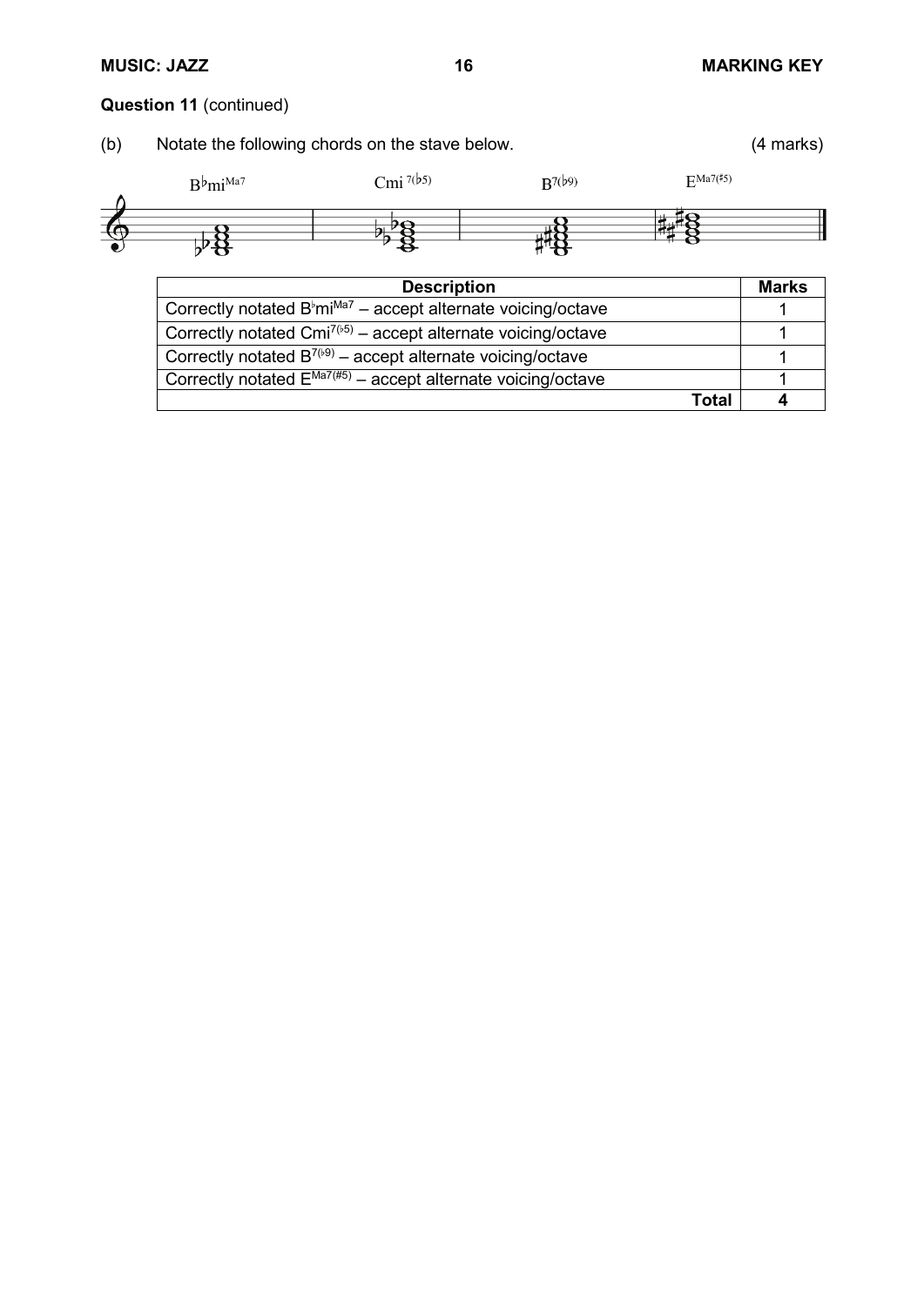**Question 11** (continued)

(b) Notate the following chords on the stave below. (4 marks)

B♭mi[Ma7] Cmi [7(♭5)] B[7(♭9)] E[Ma7(♯5)]

| Description | Marks |
|---|---|
| Correctly notated B♭mi[Ma7] – accept alternate voicing/octave | 1 |
| Correctly notated Cmi[7(♭5)] – accept alternate voicing/octave | 1 |
| Correctly notated B[7(♭9)] – accept alternate voicing/octave | 1 |
| Correctly notated E[Ma7(#5)] – accept alternate voicing/octave | 1 |
| **Total** | **4** |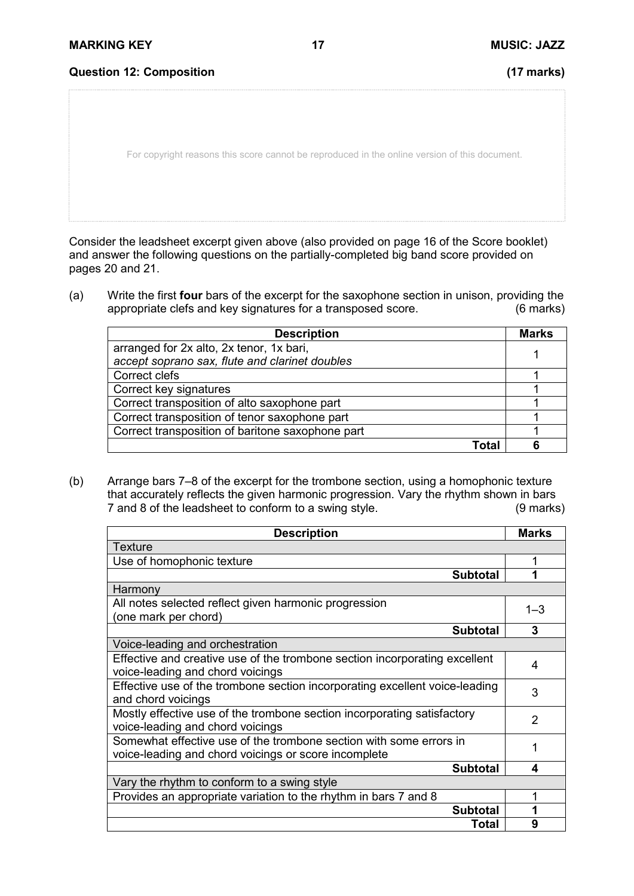**Question 12: Composition** **(17 marks)**

For copyright reasons this score cannot be reproduced in the online version of this document.

Consider the leadsheet excerpt given above (also provided on page 16 of the Score booklet) and answer the following questions on the partially-completed big band score provided on pages 20 and 21.

(a) Write the first **four** bars of the excerpt for the saxophone section in unison, providing the appropriate clefs and key signatures for a transposed score. (6 marks)

| Description | Marks |
|---|---|
| arranged for 2x alto, 2x tenor, 1x bari, *accept soprano sax, flute and clarinet doubles* | 1 |
| Correct clefs | 1 |
| Correct key signatures | 1 |
| Correct transposition of alto saxophone part | 1 |
| Correct transposition of tenor saxophone part | 1 |
| Correct transposition of baritone saxophone part | 1 |
| **Total** | **6** |

(b) Arrange bars 7–8 of the excerpt for the trombone section, using a homophonic texture that accurately reflects the given harmonic progression. Vary the rhythm shown in bars 7 and 8 of the leadsheet to conform to a swing style. (9 marks)

| Description | Marks |
|---|---|
| Texture | |
| Use of homophonic texture | 1 |
| **Subtotal** | **1** |
| Harmony | |
| All notes selected reflect given harmonic progression (one mark per chord) | 1–3 |
| **Subtotal** | **3** |
| Voice-leading and orchestration | |
| Effective and creative use of the trombone section incorporating excellent voice-leading and chord voicings | 4 |
| Effective use of the trombone section incorporating excellent voice-leading and chord voicings | 3 |
| Mostly effective use of the trombone section incorporating satisfactory voice-leading and chord voicings | 2 |
| Somewhat effective use of the trombone section with some errors in voice-leading and chord voicings or score incomplete | 1 |
| **Subtotal** | **4** |
| Vary the rhythm to conform to a swing style | |
| Provides an appropriate variation to the rhythm in bars 7 and 8 | 1 |
| **Subtotal** | **1** |
| **Total** | **9** |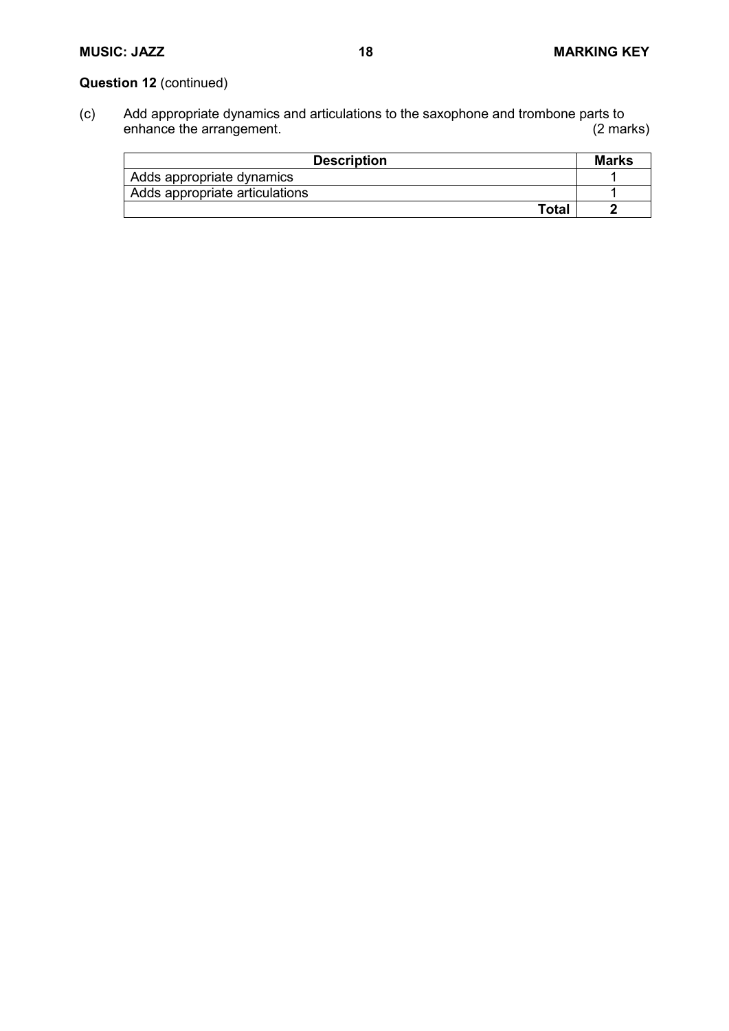**Question 12** (continued)

(c) Add appropriate dynamics and articulations to the saxophone and trombone parts to enhance the arrangement. (2 marks)

| Description | Marks |
|---|---|
| Adds appropriate dynamics | 1 |
| Adds appropriate articulations | 1 |
| **Total** | **2** |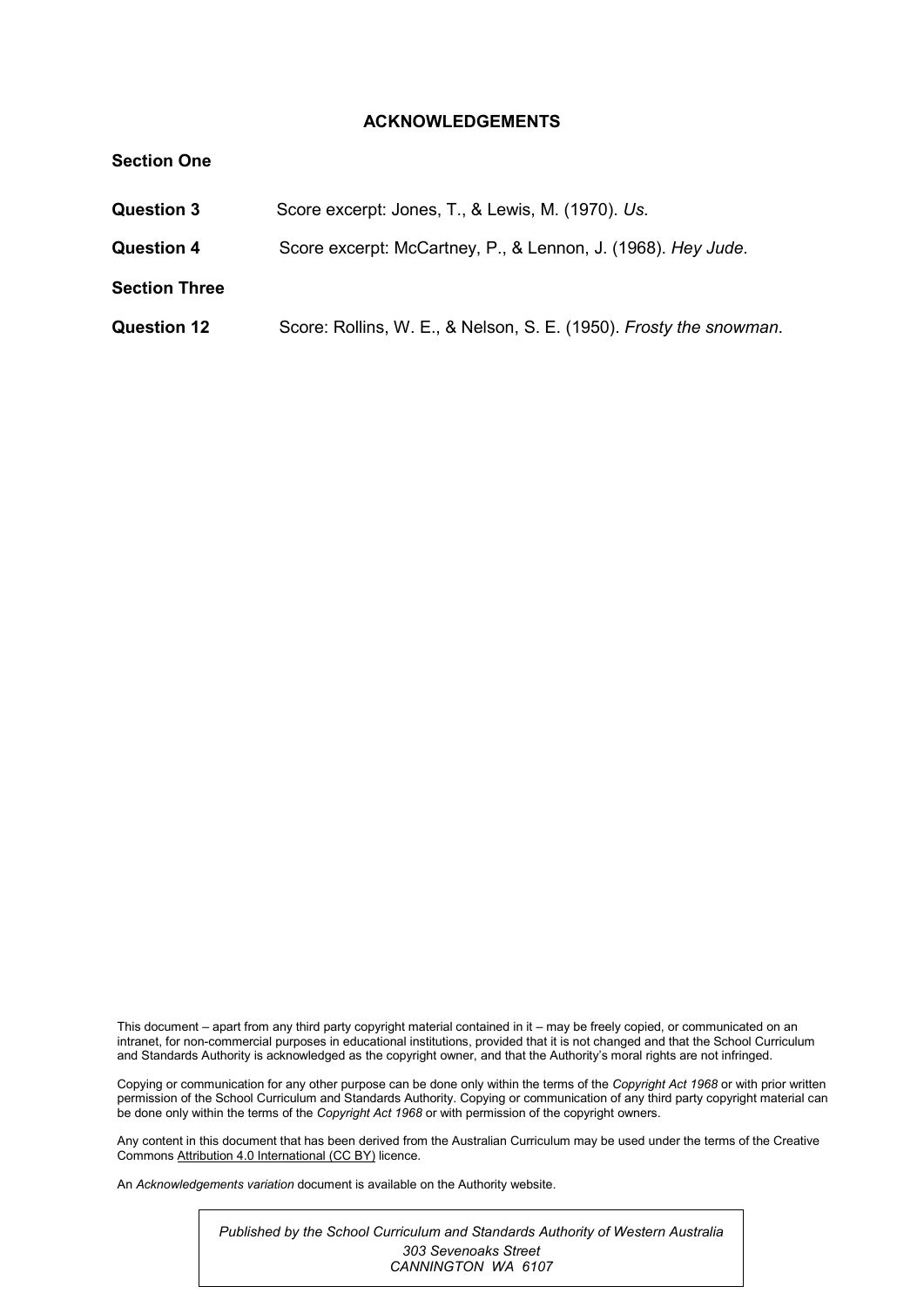## ACKNOWLEDGEMENTS

**Section One**

**Question 3** Score excerpt: Jones, T., & Lewis, M. (1970). *Us*.

**Question 4** Score excerpt: McCartney, P., & Lennon, J. (1968). *Hey Jude*.

**Section Three**

**Question 12** Score: Rollins, W. E., & Nelson, S. E. (1950). *Frosty the snowman*.

This document – apart from any third party copyright material contained in it – may be freely copied, or communicated on an intranet, for non-commercial purposes in educational institutions, provided that it is not changed and that the School Curriculum and Standards Authority is acknowledged as the copyright owner, and that the Authority's moral rights are not infringed.

Copying or communication for any other purpose can be done only within the terms of the *Copyright Act 1968* or with prior written permission of the School Curriculum and Standards Authority. Copying or communication of any third party copyright material can be done only within the terms of the *Copyright Act 1968* or with permission of the copyright owners.

Any content in this document that has been derived from the Australian Curriculum may be used under the terms of the Creative Commons Attribution 4.0 International (CC BY) licence.

An *Acknowledgements variation* document is available on the Authority website.

*Published by the School Curriculum and Standards Authority of Western Australia*
*303 Sevenoaks Street*
*CANNINGTON WA 6107*